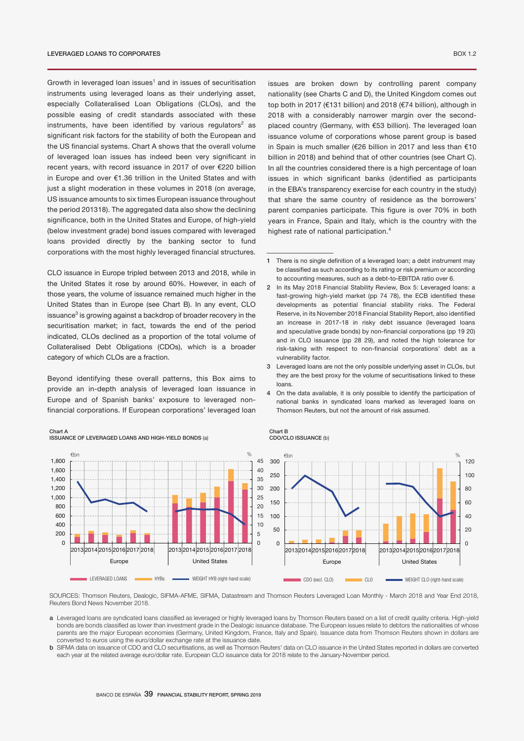## LEVERAGED LOANS TO CORPORATES

BOX 1.2

Growth in leveraged loan issues[1] and in issues of securitisation instruments using leveraged loans as their underlying asset, especially Collateralised Loan Obligations (CLOs), and the possible easing of credit standards associated with these instruments, have been identified by various regulators[2] as significant risk factors for the stability of both the European and the US financial systems. Chart A shows that the overall volume of leveraged loan issues has indeed been very significant in recent years, with record issuance in 2017 of over €220 billion in Europe and over €1.36 trillion in the United States and with just a slight moderation in these volumes in 2018 (on average, US issuance amounts to six times European issuance throughout the period 201318). The aggregated data also show the declining significance, both in the United States and Europe, of high-yield (below investment grade) bond issues compared with leveraged loans provided directly by the banking sector to fund corporations with the most highly leveraged financial structures.

CLO issuance in Europe tripled between 2013 and 2018, while in the United States it rose by around 60%. However, in each of those years, the volume of issuance remained much higher in the United States than in Europe (see Chart B). In any event, CLO issuance[3] is growing against a backdrop of broader recovery in the securitisation market; in fact, towards the end of the period indicated, CLOs declined as a proportion of the total volume of Collateralised Debt Obligations (CDOs), which is a broader category of which CLOs are a fraction.

Beyond identifying these overall patterns, this Box aims to provide an in-depth analysis of leveraged loan issuance in Europe and of Spanish banks' exposure to leveraged non-financial corporations. If European corporations' leveraged loan issues are broken down by controlling parent company nationality (see Charts C and D), the United Kingdom comes out top both in 2017 (€131 billion) and 2018 (€74 billion), although in 2018 with a considerably narrower margin over the second-placed country (Germany, with €53 billion). The leveraged loan issuance volume of corporations whose parent group is based in Spain is much smaller (€26 billion in 2017 and less than €10 billion in 2018) and behind that of other countries (see Chart C). In all the countries considered there is a high percentage of loan issues in which significant banks (identified as participants in the EBA's transparency exercise for each country in the study) that share the same country of residence as the borrowers' parent companies participate. This figure is over 70% in both years in France, Spain and Italy, which is the country with the highest rate of national participation.[4]

1 There is no single definition of a leveraged loan; a debt instrument may be classified as such according to its rating or risk premium or according to accounting measures, such as a debt-to-EBITDA ratio over 6.

2 In its May 2018 Financial Stability Review, Box 5: Leveraged loans: a fast-growing high-yield market (pp 74 78), the ECB identified these developments as potential financial stability risks. The Federal Reserve, in its November 2018 Financial Stability Report, also identified an increase in 2017-18 in risky debt issuance (leveraged loans and speculative grade bonds) by non-financial corporations (pp 19 20) and in CLO issuance (pp 28 29), and noted the high tolerance for risk-taking with respect to non-financial corporations' debt as a vulnerability factor.

3 Leveraged loans are not the only possible underlying asset in CLOs, but they are the best proxy for the volume of securitisations linked to these loans.

4 On the data available, it is only possible to identify the participation of national banks in syndicated loans marked as leveraged loans on Thomson Reuters, but not the amount of risk assumed.

Chart A
ISSUANCE OF LEVERAGED LOANS AND HIGH-YIELD BONDS (a)

€bn
%
1,800 1,600 1,400 1,200 1,000 800 600 400 200 0
45 40 35 30 25 20 15 10 5 0
2013 2014 2015 2016 2017 2018
Europe
2013 2014 2015 2016 2017 2018
United States
LEVERAGED LOANS
HYBs
WEIGHT HYB (right-hand scale)

Chart B
CDO/CLO ISSUANCE (b)

€bn
%
300 250 200 150 100 50 0
120 100 80 60 40 20 0
2013 2014 2015 2016 2017 2018
Europe
2013 2014 2015 2016 2017 2018
United States
CDO (excl. CLO)
CLO
WEIGHT CLO (right-hand scale)

SOURCES: Thomson Reuters, Dealogic, SIFMA-AFME, SIFMA, Datastream and Thomson Reuters Leveraged Loan Monthly - March 2018 and Year End 2018, Reuters Bond News November 2018.

a Leveraged loans are syndicated loans classified as leveraged or highly leveraged loans by Thomson Reuters based on a list of credit quality criteria. High-yield bonds are bonds classified as lower than investment grade in the Dealogic issuance database. The European issues relate to debtors the nationalities of whose parents are the major European economies (Germany, United Kingdom, France, Italy and Spain). Issuance data from Thomson Reuters shown in dollars are converted to euros using the euro/dollar exchange rate at the issuance date.

b SIFMA data on issuance of CDO and CLO securitisations, as well as Thomson Reuters' data on CLO issuance in the United States reported in dollars are converted each year at the related average euro/dollar rate. European CLO issuance data for 2018 relate to the January-November period.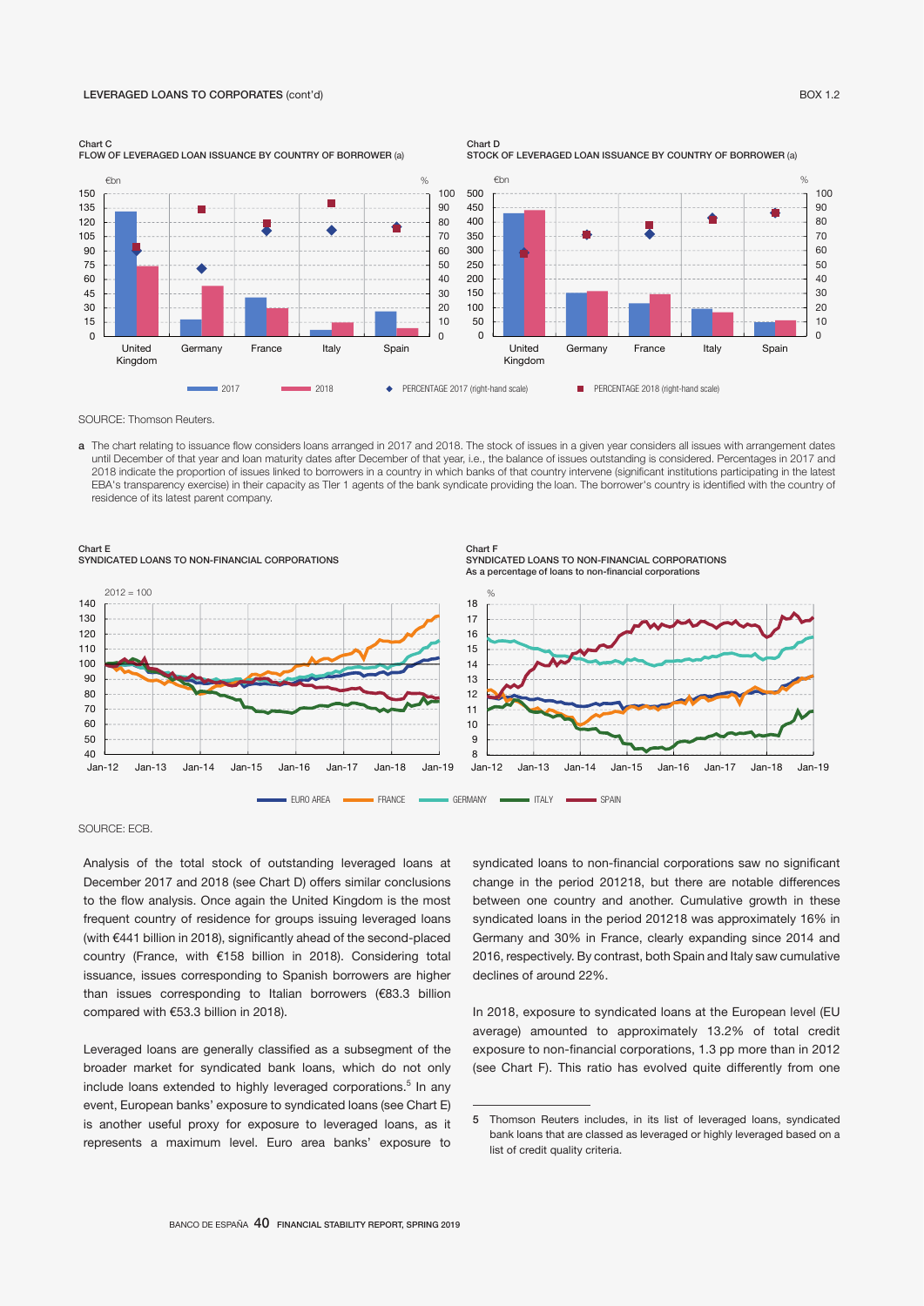LEVERAGED LOANS TO CORPORATES (cont'd)

Chart C
FLOW OF LEVERAGED LOAN ISSUANCE BY COUNTRY OF BORROWER (a)

Chart D
STOCK OF LEVERAGED LOAN ISSUANCE BY COUNTRY OF BORROWER (a)

SOURCE: Thomson Reuters.

a The chart relating to issuance flow considers loans arranged in 2017 and 2018. The stock of issues in a given year considers all issues with arrangement dates until December of that year and loan maturity dates after December of that year, i.e., the balance of issues outstanding is considered. Percentages in 2017 and 2018 indicate the proportion of issues linked to borrowers in a country in which banks of that country intervene (significant institutions participating in the latest EBA's transparency exercise) in their capacity as Tier 1 agents of the bank syndicate providing the loan. The borrower's country is identified with the country of residence of its latest parent company.

Chart E
SYNDICATED LOANS TO NON-FINANCIAL CORPORATIONS

Chart F
SYNDICATED LOANS TO NON-FINANCIAL CORPORATIONS
As a percentage of loans to non-financial corporations

SOURCE: ECB.

Analysis of the total stock of outstanding leveraged loans at December 2017 and 2018 (see Chart D) offers similar conclusions to the flow analysis. Once again the United Kingdom is the most frequent country of residence for groups issuing leveraged loans (with €441 billion in 2018), significantly ahead of the second-placed country (France, with €158 billion in 2018). Considering total issuance, issues corresponding to Spanish borrowers are higher than issues corresponding to Italian borrowers (€83.3 billion compared with €53.3 billion in 2018).

Leveraged loans are generally classified as a subsegment of the broader market for syndicated bank loans, which do not only include loans extended to highly leveraged corporations.[5] In any event, European banks' exposure to syndicated loans (see Chart E) is another useful proxy for exposure to leveraged loans, as it represents a maximum level. Euro area banks' exposure to syndicated loans to non-financial corporations saw no significant change in the period 201218, but there are notable differences between one country and another. Cumulative growth in these syndicated loans in the period 201218 was approximately 16% in Germany and 30% in France, clearly expanding since 2014 and 2016, respectively. By contrast, both Spain and Italy saw cumulative declines of around 22%.

In 2018, exposure to syndicated loans at the European level (EU average) amounted to approximately 13.2% of total credit exposure to non-financial corporations, 1.3 pp more than in 2012 (see Chart F). This ratio has evolved quite differently from one

5 Thomson Reuters includes, in its list of leveraged loans, syndicated bank loans that are classed as leveraged or highly leveraged based on a list of credit quality criteria.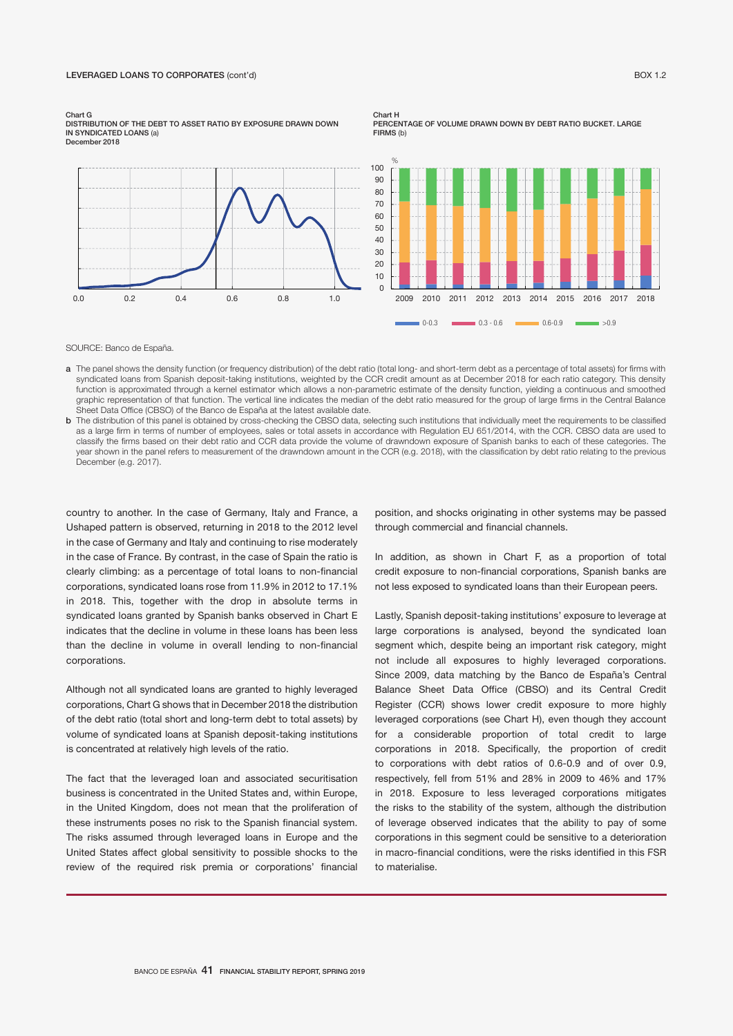### LEVERAGED LOANS TO CORPORATES (cont'd)

BOX 1.2

Chart G
DISTRIBUTION OF THE DEBT TO ASSET RATIO BY EXPOSURE DRAWN DOWN IN SYNDICATED LOANS (a)
December 2018

0.0
0.2
0.4
0.6
0.8
1.0

Chart H
PERCENTAGE OF VOLUME DRAWN DOWN BY DEBT RATIO BUCKET. LARGE FIRMS (b)

%
100
90
80
70
60
50
40
30
20
10
0

2009
2010
2011
2012
2013
2014
2015
2016
2017
2018

0-0.3
0.3 - 0.6
0.6-0.9
>0.9

SOURCE: Banco de España.

a The panel shows the density function (or frequency distribution) of the debt ratio (total long- and short-term debt as a percentage of total assets) for firms with syndicated loans from Spanish deposit-taking institutions, weighted by the CCR credit amount as at December 2018 for each ratio category. This density function is approximated through a kernel estimator which allows a non-parametric estimate of the density function, yielding a continuous and smoothed graphic representation of that function. The vertical line indicates the median of the debt ratio measured for the group of large firms in the Central Balance Sheet Data Office (CBSO) of the Banco de España at the latest available date.

b The distribution of this panel is obtained by cross-checking the CBSO data, selecting such institutions that individually meet the requirements to be classified as a large firm in terms of number of employees, sales or total assets in accordance with Regulation EU 651/2014, with the CCR. CBSO data are used to classify the firms based on their debt ratio and CCR data provide the volume of drawndown exposure of Spanish banks to each of these categories. The year shown in the panel refers to measurement of the drawndown amount in the CCR (e.g. 2018), with the classification by debt ratio relating to the previous December (e.g. 2017).

country to another. In the case of Germany, Italy and France, a Ushaped pattern is observed, returning in 2018 to the 2012 level in the case of Germany and Italy and continuing to rise moderately in the case of France. By contrast, in the case of Spain the ratio is clearly climbing: as a percentage of total loans to non-financial corporations, syndicated loans rose from 11.9% in 2012 to 17.1% in 2018. This, together with the drop in absolute terms in syndicated loans granted by Spanish banks observed in Chart E indicates that the decline in volume in these loans has been less than the decline in volume in overall lending to non-financial corporations.

Although not all syndicated loans are granted to highly leveraged corporations, Chart G shows that in December 2018 the distribution of the debt ratio (total short and long-term debt to total assets) by volume of syndicated loans at Spanish deposit-taking institutions is concentrated at relatively high levels of the ratio.

The fact that the leveraged loan and associated securitisation business is concentrated in the United States and, within Europe, in the United Kingdom, does not mean that the proliferation of these instruments poses no risk to the Spanish financial system. The risks assumed through leveraged loans in Europe and the United States affect global sensitivity to possible shocks to the review of the required risk premia or corporations' financial position, and shocks originating in other systems may be passed through commercial and financial channels.

In addition, as shown in Chart F, as a proportion of total credit exposure to non-financial corporations, Spanish banks are not less exposed to syndicated loans than their European peers.

Lastly, Spanish deposit-taking institutions' exposure to leverage at large corporations is analysed, beyond the syndicated loan segment which, despite being an important risk category, might not include all exposures to highly leveraged corporations. Since 2009, data matching by the Banco de España's Central Balance Sheet Data Office (CBSO) and its Central Credit Register (CCR) shows lower credit exposure to more highly leveraged corporations (see Chart H), even though they account for a considerable proportion of total credit to large corporations in 2018. Specifically, the proportion of credit to corporations with debt ratios of 0.6-0.9 and of over 0.9, respectively, fell from 51% and 28% in 2009 to 46% and 17% in 2018. Exposure to less leveraged corporations mitigates the risks to the stability of the system, although the distribution of leverage observed indicates that the ability to pay of some corporations in this segment could be sensitive to a deterioration in macro-financial conditions, were the risks identified in this FSR to materialise.